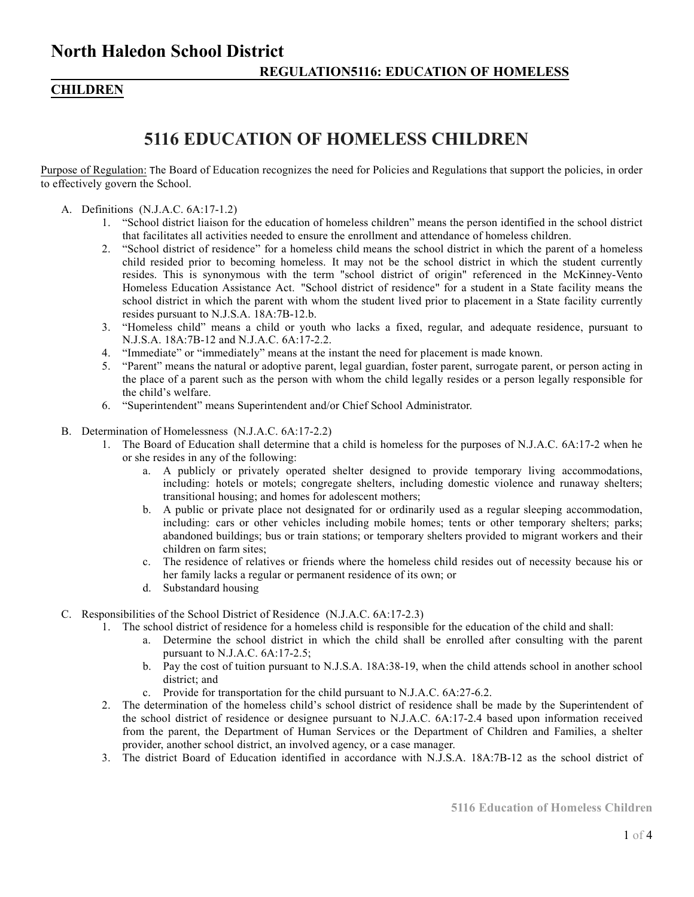# North Haledon School District

**REGULATION5116: EDUCATION OF HOMELESS CHILDREN**

## 5116 EDUCATION OF HOMELESS CHILDREN

Purpose of Regulation: The Board of Education recognizes the need for Policies and Regulations that support the policies, in order to effectively govern the School.

A. Definitions (N.J.A.C. 6A:17-1.2)
   1. "School district liaison for the education of homeless children" means the person identified in the school district that facilitates all activities needed to ensure the enrollment and attendance of homeless children.
   2. "School district of residence" for a homeless child means the school district in which the parent of a homeless child resided prior to becoming homeless. It may not be the school district in which the student currently resides. This is synonymous with the term "school district of origin" referenced in the McKinney-Vento Homeless Education Assistance Act. "School district of residence" for a student in a State facility means the school district in which the parent with whom the student lived prior to placement in a State facility currently resides pursuant to N.J.S.A. 18A:7B-12.b.
   3. "Homeless child" means a child or youth who lacks a fixed, regular, and adequate residence, pursuant to N.J.S.A. 18A:7B-12 and N.J.A.C. 6A:17-2.2.
   4. "Immediate" or "immediately" means at the instant the need for placement is made known.
   5. "Parent" means the natural or adoptive parent, legal guardian, foster parent, surrogate parent, or person acting in the place of a parent such as the person with whom the child legally resides or a person legally responsible for the child's welfare.
   6. "Superintendent" means Superintendent and/or Chief School Administrator.

B. Determination of Homelessness (N.J.A.C. 6A:17-2.2)
   1. The Board of Education shall determine that a child is homeless for the purposes of N.J.A.C. 6A:17-2 when he or she resides in any of the following:
      a. A publicly or privately operated shelter designed to provide temporary living accommodations, including: hotels or motels; congregate shelters, including domestic violence and runaway shelters; transitional housing; and homes for adolescent mothers;
      b. A public or private place not designated for or ordinarily used as a regular sleeping accommodation, including: cars or other vehicles including mobile homes; tents or other temporary shelters; parks; abandoned buildings; bus or train stations; or temporary shelters provided to migrant workers and their children on farm sites;
      c. The residence of relatives or friends where the homeless child resides out of necessity because his or her family lacks a regular or permanent residence of its own; or
      d. Substandard housing

C. Responsibilities of the School District of Residence (N.J.A.C. 6A:17-2.3)
   1. The school district of residence for a homeless child is responsible for the education of the child and shall:
      a. Determine the school district in which the child shall be enrolled after consulting with the parent pursuant to N.J.A.C. 6A:17-2.5;
      b. Pay the cost of tuition pursuant to N.J.S.A. 18A:38-19, when the child attends school in another school district; and
      c. Provide for transportation for the child pursuant to N.J.A.C. 6A:27-6.2.
   2. The determination of the homeless child's school district of residence shall be made by the Superintendent of the school district of residence or designee pursuant to N.J.A.C. 6A:17-2.4 based upon information received from the parent, the Department of Human Services or the Department of Children and Families, a shelter provider, another school district, an involved agency, or a case manager.
   3. The district Board of Education identified in accordance with N.J.S.A. 18A:7B-12 as the school district of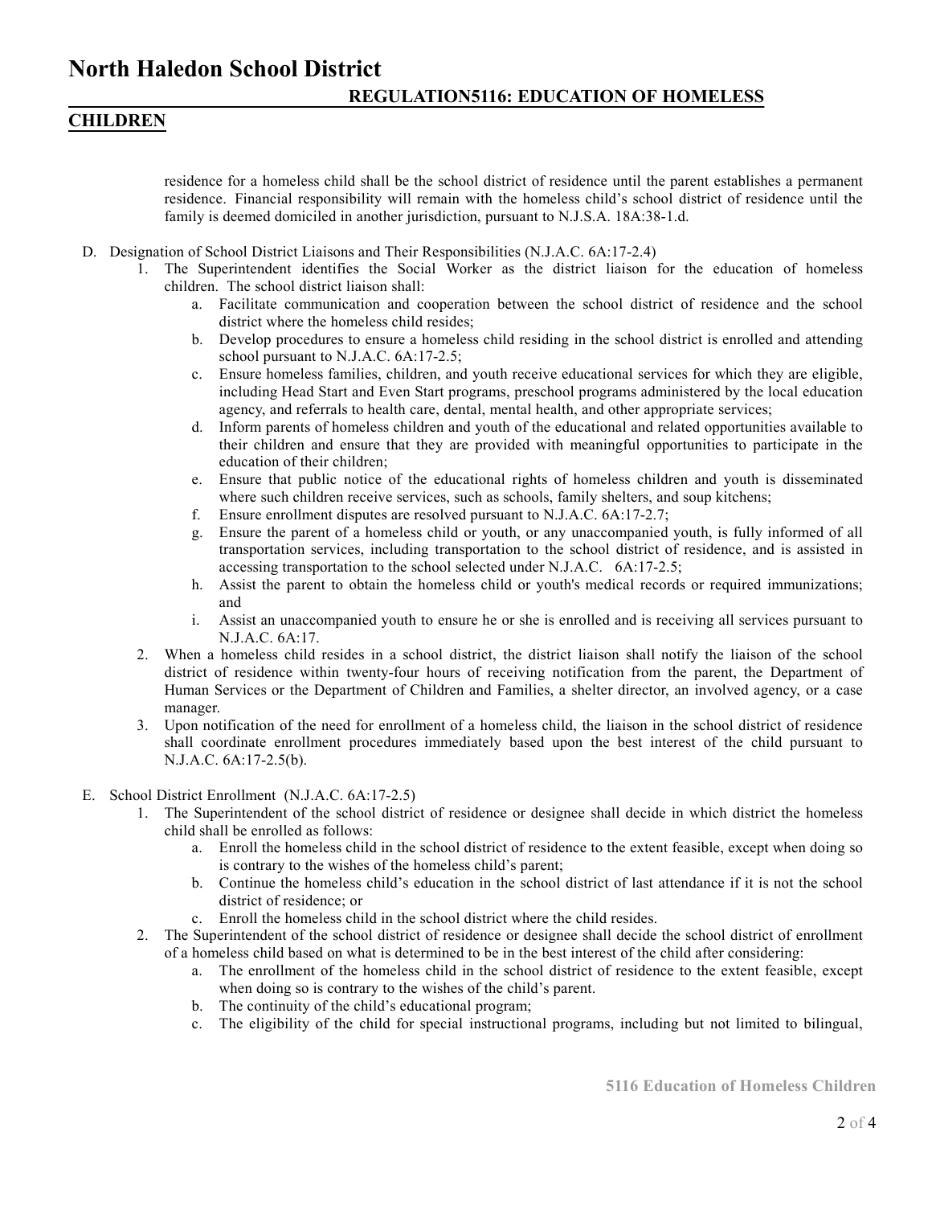residence for a homeless child shall be the school district of residence until the parent establishes a permanent residence. Financial responsibility will remain with the homeless child's school district of residence until the family is deemed domiciled in another jurisdiction, pursuant to N.J.S.A. 18A:38-1.d.

D. Designation of School District Liaisons and Their Responsibilities (N.J.A.C. 6A:17-2.4)
   1. The Superintendent identifies the Social Worker as the district liaison for the education of homeless children. The school district liaison shall:
      a. Facilitate communication and cooperation between the school district of residence and the school district where the homeless child resides;
      b. Develop procedures to ensure a homeless child residing in the school district is enrolled and attending school pursuant to N.J.A.C. 6A:17-2.5;
      c. Ensure homeless families, children, and youth receive educational services for which they are eligible, including Head Start and Even Start programs, preschool programs administered by the local education agency, and referrals to health care, dental, mental health, and other appropriate services;
      d. Inform parents of homeless children and youth of the educational and related opportunities available to their children and ensure that they are provided with meaningful opportunities to participate in the education of their children;
      e. Ensure that public notice of the educational rights of homeless children and youth is disseminated where such children receive services, such as schools, family shelters, and soup kitchens;
      f. Ensure enrollment disputes are resolved pursuant to N.J.A.C. 6A:17-2.7;
      g. Ensure the parent of a homeless child or youth, or any unaccompanied youth, is fully informed of all transportation services, including transportation to the school district of residence, and is assisted in accessing transportation to the school selected under N.J.A.C. 6A:17-2.5;
      h. Assist the parent to obtain the homeless child or youth's medical records or required immunizations; and
      i. Assist an unaccompanied youth to ensure he or she is enrolled and is receiving all services pursuant to N.J.A.C. 6A:17.
   2. When a homeless child resides in a school district, the district liaison shall notify the liaison of the school district of residence within twenty-four hours of receiving notification from the parent, the Department of Human Services or the Department of Children and Families, a shelter director, an involved agency, or a case manager.
   3. Upon notification of the need for enrollment of a homeless child, the liaison in the school district of residence shall coordinate enrollment procedures immediately based upon the best interest of the child pursuant to N.J.A.C. 6A:17-2.5(b).

E. School District Enrollment (N.J.A.C. 6A:17-2.5)
   1. The Superintendent of the school district of residence or designee shall decide in which district the homeless child shall be enrolled as follows:
      a. Enroll the homeless child in the school district of residence to the extent feasible, except when doing so is contrary to the wishes of the homeless child's parent;
      b. Continue the homeless child's education in the school district of last attendance if it is not the school district of residence; or
      c. Enroll the homeless child in the school district where the child resides.
   2. The Superintendent of the school district of residence or designee shall decide the school district of enrollment of a homeless child based on what is determined to be in the best interest of the child after considering:
      a. The enrollment of the homeless child in the school district of residence to the extent feasible, except when doing so is contrary to the wishes of the child's parent.
      b. The continuity of the child's educational program;
      c. The eligibility of the child for special instructional programs, including but not limited to bilingual,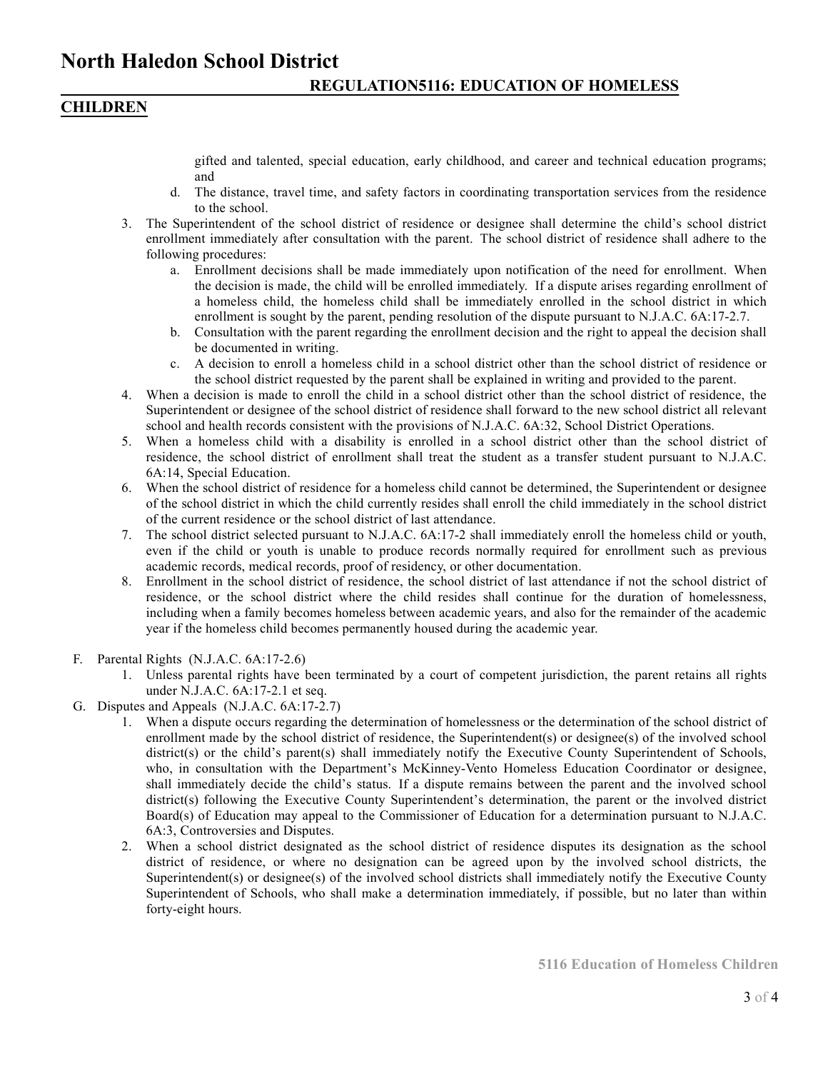gifted and talented, special education, early childhood, and career and technical education programs; and

   d. The distance, travel time, and safety factors in coordinating transportation services from the residence to the school.

3. The Superintendent of the school district of residence or designee shall determine the child's school district enrollment immediately after consultation with the parent. The school district of residence shall adhere to the following procedures:
   a. Enrollment decisions shall be made immediately upon notification of the need for enrollment. When the decision is made, the child will be enrolled immediately. If a dispute arises regarding enrollment of a homeless child, the homeless child shall be immediately enrolled in the school district in which enrollment is sought by the parent, pending resolution of the dispute pursuant to N.J.A.C. 6A:17-2.7.
   b. Consultation with the parent regarding the enrollment decision and the right to appeal the decision shall be documented in writing.
   c. A decision to enroll a homeless child in a school district other than the school district of residence or the school district requested by the parent shall be explained in writing and provided to the parent.
4. When a decision is made to enroll the child in a school district other than the school district of residence, the Superintendent or designee of the school district of residence shall forward to the new school district all relevant school and health records consistent with the provisions of N.J.A.C. 6A:32, School District Operations.
5. When a homeless child with a disability is enrolled in a school district other than the school district of residence, the school district of enrollment shall treat the student as a transfer student pursuant to N.J.A.C. 6A:14, Special Education.
6. When the school district of residence for a homeless child cannot be determined, the Superintendent or designee of the school district in which the child currently resides shall enroll the child immediately in the school district of the current residence or the school district of last attendance.
7. The school district selected pursuant to N.J.A.C. 6A:17-2 shall immediately enroll the homeless child or youth, even if the child or youth is unable to produce records normally required for enrollment such as previous academic records, medical records, proof of residency, or other documentation.
8. Enrollment in the school district of residence, the school district of last attendance if not the school district of residence, or the school district where the child resides shall continue for the duration of homelessness, including when a family becomes homeless between academic years, and also for the remainder of the academic year if the homeless child becomes permanently housed during the academic year.

F. Parental Rights (N.J.A.C. 6A:17-2.6)
   1. Unless parental rights have been terminated by a court of competent jurisdiction, the parent retains all rights under N.J.A.C. 6A:17-2.1 et seq.

G. Disputes and Appeals (N.J.A.C. 6A:17-2.7)
   1. When a dispute occurs regarding the determination of homelessness or the determination of the school district of enrollment made by the school district of residence, the Superintendent(s) or designee(s) of the involved school district(s) or the child's parent(s) shall immediately notify the Executive County Superintendent of Schools, who, in consultation with the Department's McKinney-Vento Homeless Education Coordinator or designee, shall immediately decide the child's status. If a dispute remains between the parent and the involved school district(s) following the Executive County Superintendent's determination, the parent or the involved district Board(s) of Education may appeal to the Commissioner of Education for a determination pursuant to N.J.A.C. 6A:3, Controversies and Disputes.
   2. When a school district designated as the school district of residence disputes its designation as the school district of residence, or where no designation can be agreed upon by the involved school districts, the Superintendent(s) or designee(s) of the involved school districts shall immediately notify the Executive County Superintendent of Schools, who shall make a determination immediately, if possible, but no later than within forty-eight hours.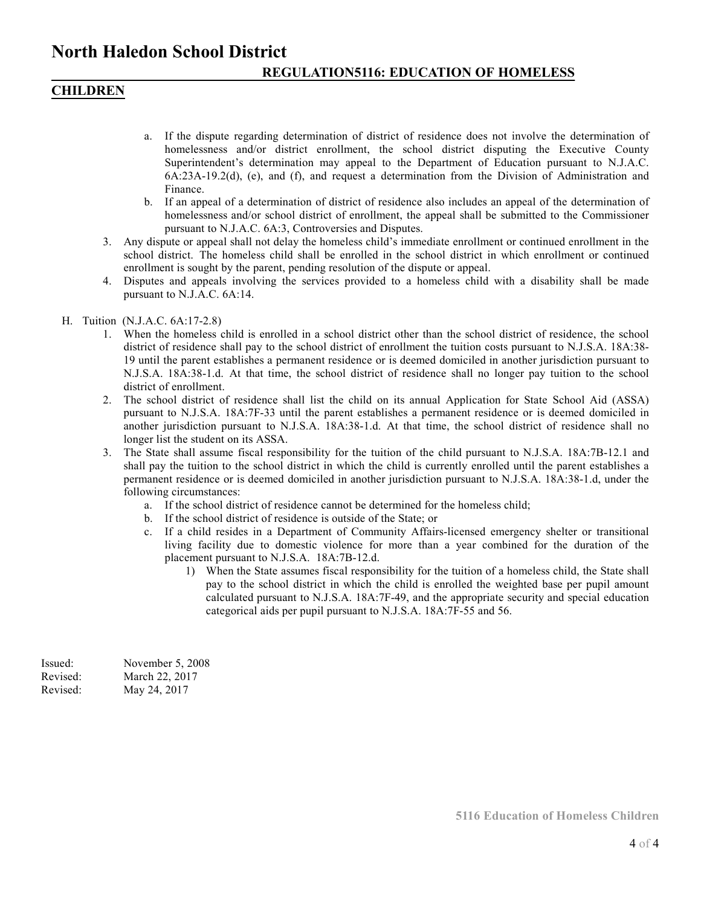a. If the dispute regarding determination of district of residence does not involve the determination of homelessness and/or district enrollment, the school district disputing the Executive County Superintendent's determination may appeal to the Department of Education pursuant to N.J.A.C. 6A:23A-19.2(d), (e), and (f), and request a determination from the Division of Administration and Finance.
b. If an appeal of a determination of district of residence also includes an appeal of the determination of homelessness and/or school district of enrollment, the appeal shall be submitted to the Commissioner pursuant to N.J.A.C. 6A:3, Controversies and Disputes.

3. Any dispute or appeal shall not delay the homeless child's immediate enrollment or continued enrollment in the school district. The homeless child shall be enrolled in the school district in which enrollment or continued enrollment is sought by the parent, pending resolution of the dispute or appeal.
4. Disputes and appeals involving the services provided to a homeless child with a disability shall be made pursuant to N.J.A.C. 6A:14.

H. Tuition (N.J.A.C. 6A:17-2.8)

1. When the homeless child is enrolled in a school district other than the school district of residence, the school district of residence shall pay to the school district of enrollment the tuition costs pursuant to N.J.S.A. 18A:38-19 until the parent establishes a permanent residence or is deemed domiciled in another jurisdiction pursuant to N.J.S.A. 18A:38-1.d. At that time, the school district of residence shall no longer pay tuition to the school district of enrollment.
2. The school district of residence shall list the child on its annual Application for State School Aid (ASSA) pursuant to N.J.S.A. 18A:7F-33 until the parent establishes a permanent residence or is deemed domiciled in another jurisdiction pursuant to N.J.S.A. 18A:38-1.d. At that time, the school district of residence shall no longer list the student on its ASSA.
3. The State shall assume fiscal responsibility for the tuition of the child pursuant to N.J.S.A. 18A:7B-12.1 and shall pay the tuition to the school district in which the child is currently enrolled until the parent establishes a permanent residence or is deemed domiciled in another jurisdiction pursuant to N.J.S.A. 18A:38-1.d, under the following circumstances:
   a. If the school district of residence cannot be determined for the homeless child;
   b. If the school district of residence is outside of the State; or
   c. If a child resides in a Department of Community Affairs-licensed emergency shelter or transitional living facility due to domestic violence for more than a year combined for the duration of the placement pursuant to N.J.S.A. 18A:7B-12.d.
      1) When the State assumes fiscal responsibility for the tuition of a homeless child, the State shall pay to the school district in which the child is enrolled the weighted base per pupil amount calculated pursuant to N.J.S.A. 18A:7F-49, and the appropriate security and special education categorical aids per pupil pursuant to N.J.S.A. 18A:7F-55 and 56.

| | |
|---|---|
| Issued: | November 5, 2008 |
| Revised: | March 22, 2017 |
| Revised: | May 24, 2017 |